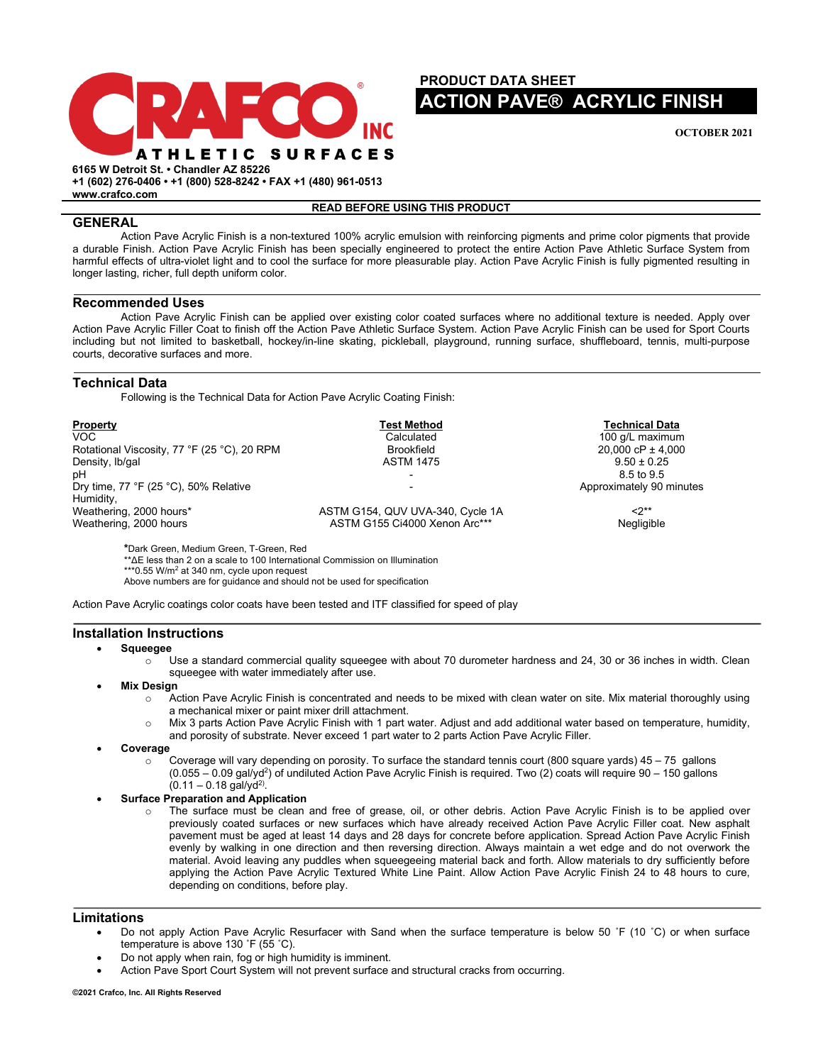# CRAFCO INC®
ATHLETIC SURFACES

6165 W Detroit St. • Chandler AZ 85226
+1 (602) 276-0406 • +1 (800) 528-8242 • FAX +1 (480) 961-0513
www.crafco.com

**PRODUCT DATA SHEET**

# ACTION PAVE® ACRYLIC FINISH

**OCTOBER 2021**

**READ BEFORE USING THIS PRODUCT**

## GENERAL

Action Pave Acrylic Finish is a non-textured 100% acrylic emulsion with reinforcing pigments and prime color pigments that provide a durable Finish. Action Pave Acrylic Finish has been specially engineered to protect the entire Action Pave Athletic Surface System from harmful effects of ultra-violet light and to cool the surface for more pleasurable play. Action Pave Acrylic Finish is fully pigmented resulting in longer lasting, richer, full depth uniform color.

## Recommended Uses

Action Pave Acrylic Finish can be applied over existing color coated surfaces where no additional texture is needed. Apply over Action Pave Acrylic Filler Coat to finish off the Action Pave Athletic Surface System. Action Pave Acrylic Finish can be used for Sport Courts including but not limited to basketball, hockey/in-line skating, pickleball, playground, running surface, shuffleboard, tennis, multi-purpose courts, decorative surfaces and more.

## Technical Data

Following is the Technical Data for Action Pave Acrylic Coating Finish:

| Property | Test Method | Technical Data |
|---|---|---|
| VOC | Calculated | 100 g/L maximum |
| Rotational Viscosity, 77 °F (25 °C), 20 RPM | Brookfield | 20,000 cP ± 4,000 |
| Density, lb/gal | ASTM 1475 | 9.50 ± 0.25 |
| pH | - | 8.5 to 9.5 |
| Dry time, 77 °F (25 °C), 50% Relative Humidity, | - | Approximately 90 minutes |
| Weathering, 2000 hours* | ASTM G154, QUV UVA-340, Cycle 1A | <2** |
| Weathering, 2000 hours | ASTM G155 Ci4000 Xenon Arc*** | Negligible |

*Dark Green, Medium Green, T-Green, Red
**ΔE less than 2 on a scale to 100 International Commission on Illumination
***0.55 W/m² at 340 nm, cycle upon request
Above numbers are for guidance and should not be used for specification

Action Pave Acrylic coatings color coats have been tested and ITF classified for speed of play

## Installation Instructions

- **Squeegee**
  - Use a standard commercial quality squeegee with about 70 durometer hardness and 24, 30 or 36 inches in width. Clean squeegee with water immediately after use.
- **Mix Design**
  - Action Pave Acrylic Finish is concentrated and needs to be mixed with clean water on site. Mix material thoroughly using a mechanical mixer or paint mixer drill attachment.
  - Mix 3 parts Action Pave Acrylic Finish with 1 part water. Adjust and add additional water based on temperature, humidity, and porosity of substrate. Never exceed 1 part water to 2 parts Action Pave Acrylic Filler.
- **Coverage**
  - Coverage will vary depending on porosity. To surface the standard tennis court (800 square yards) 45 – 75 gallons (0.055 – 0.09 gal/yd²) of undiluted Action Pave Acrylic Finish is required. Two (2) coats will require 90 – 150 gallons (0.11 – 0.18 gal/yd²).
- **Surface Preparation and Application**
  - The surface must be clean and free of grease, oil, or other debris. Action Pave Acrylic Finish is to be applied over previously coated surfaces or new surfaces which have already received Action Pave Acrylic Filler coat. New asphalt pavement must be aged at least 14 days and 28 days for concrete before application. Spread Action Pave Acrylic Finish evenly by walking in one direction and then reversing direction. Always maintain a wet edge and do not overwork the material. Avoid leaving any puddles when squeegeeing material back and forth. Allow materials to dry sufficiently before applying the Action Pave Acrylic Textured White Line Paint. Allow Action Pave Acrylic Finish 24 to 48 hours to cure, depending on conditions, before play.

## Limitations

- Do not apply Action Pave Acrylic Resurfacer with Sand when the surface temperature is below 50 ˚F (10 ˚C) or when surface temperature is above 130 ˚F (55 ˚C).
- Do not apply when rain, fog or high humidity is imminent.
- Action Pave Sport Court System will not prevent surface and structural cracks from occurring.

©2021 Crafco, Inc. All Rights Reserved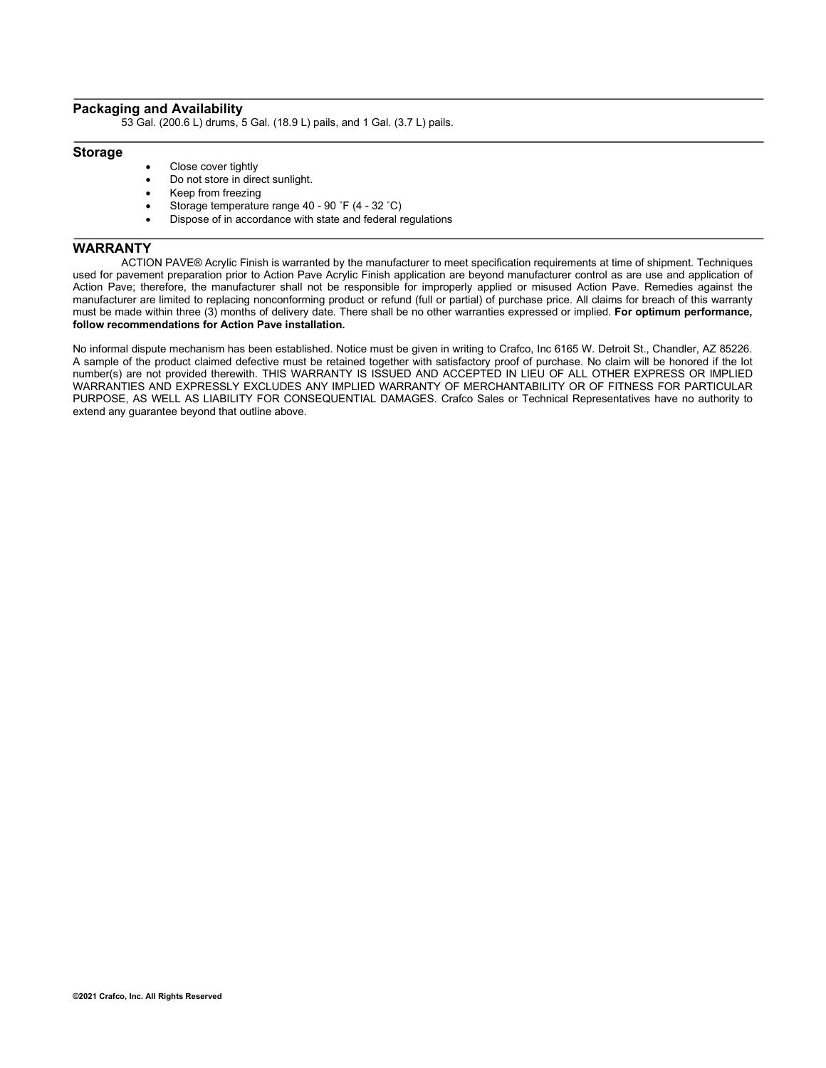## Packaging and Availability

53 Gal. (200.6 L) drums, 5 Gal. (18.9 L) pails, and 1 Gal. (3.7 L) pails.

## Storage

- Close cover tightly
- Do not store in direct sunlight.
- Keep from freezing
- Storage temperature range 40 - 90 ˚F (4 - 32 ˚C)
- Dispose of in accordance with state and federal regulations

## WARRANTY

ACTION PAVE® Acrylic Finish is warranted by the manufacturer to meet specification requirements at time of shipment. Techniques used for pavement preparation prior to Action Pave Acrylic Finish application are beyond manufacturer control as are use and application of Action Pave; therefore, the manufacturer shall not be responsible for improperly applied or misused Action Pave. Remedies against the manufacturer are limited to replacing nonconforming product or refund (full or partial) of purchase price. All claims for breach of this warranty must be made within three (3) months of delivery date. There shall be no other warranties expressed or implied. **For optimum performance, follow recommendations for Action Pave installation.**

No informal dispute mechanism has been established. Notice must be given in writing to Crafco, Inc 6165 W. Detroit St., Chandler, AZ 85226. A sample of the product claimed defective must be retained together with satisfactory proof of purchase. No claim will be honored if the lot number(s) are not provided therewith. THIS WARRANTY IS ISSUED AND ACCEPTED IN LIEU OF ALL OTHER EXPRESS OR IMPLIED WARRANTIES AND EXPRESSLY EXCLUDES ANY IMPLIED WARRANTY OF MERCHANTABILITY OR OF FITNESS FOR PARTICULAR PURPOSE, AS WELL AS LIABILITY FOR CONSEQUENTIAL DAMAGES. Crafco Sales or Technical Representatives have no authority to extend any guarantee beyond that outline above.

**©2021 Crafco, Inc. All Rights Reserved**